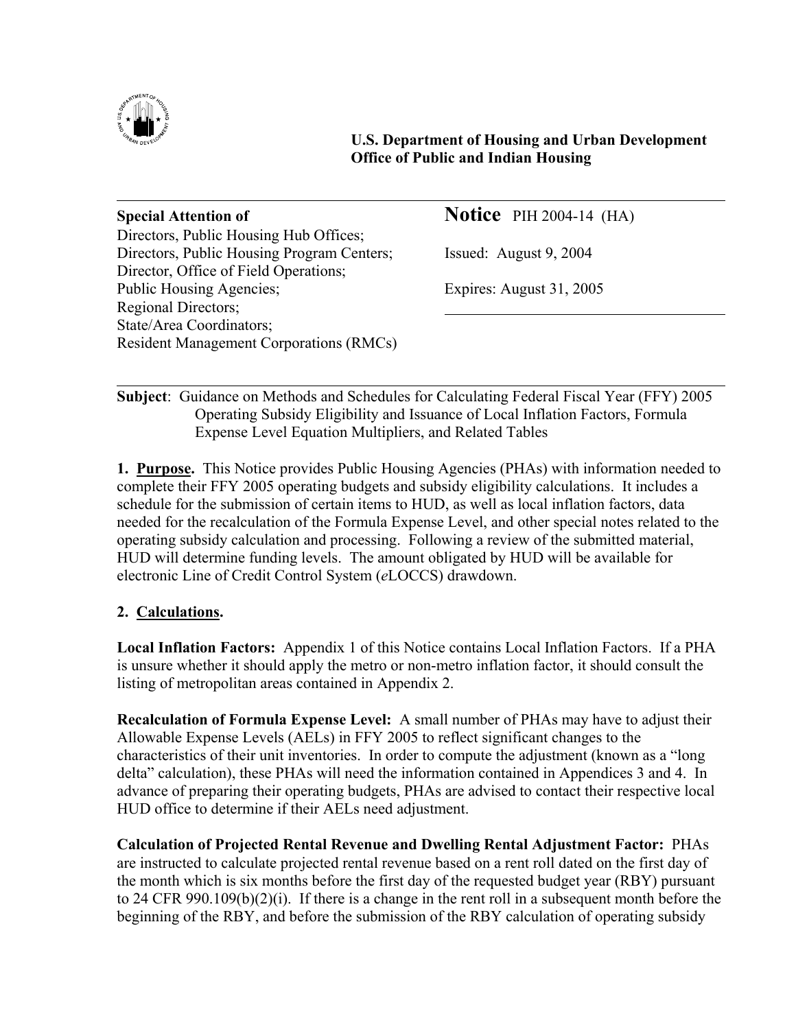**U.S. Department of Housing and Urban Development**
**Office of Public and Indian Housing**

---

**Special Attention of**
Directors, Public Housing Hub Offices;
Directors, Public Housing Program Centers;
Director, Office of Field Operations;
Public Housing Agencies;
Regional Directors;
State/Area Coordinators;
Resident Management Corporations (RMCs)

**Notice** PIH 2004-14 (HA)

Issued: August 9, 2004

Expires: August 31, 2005

---

**Subject**: Guidance on Methods and Schedules for Calculating Federal Fiscal Year (FFY) 2005 Operating Subsidy Eligibility and Issuance of Local Inflation Factors, Formula Expense Level Equation Multipliers, and Related Tables

**1. Purpose.** This Notice provides Public Housing Agencies (PHAs) with information needed to complete their FFY 2005 operating budgets and subsidy eligibility calculations. It includes a schedule for the submission of certain items to HUD, as well as local inflation factors, data needed for the recalculation of the Formula Expense Level, and other special notes related to the operating subsidy calculation and processing. Following a review of the submitted material, HUD will determine funding levels. The amount obligated by HUD will be available for electronic Line of Credit Control System (*e*LOCCS) drawdown.

**2. Calculations.**

**Local Inflation Factors:** Appendix 1 of this Notice contains Local Inflation Factors. If a PHA is unsure whether it should apply the metro or non-metro inflation factor, it should consult the listing of metropolitan areas contained in Appendix 2.

**Recalculation of Formula Expense Level:** A small number of PHAs may have to adjust their Allowable Expense Levels (AELs) in FFY 2005 to reflect significant changes to the characteristics of their unit inventories. In order to compute the adjustment (known as a "long delta" calculation), these PHAs will need the information contained in Appendices 3 and 4. In advance of preparing their operating budgets, PHAs are advised to contact their respective local HUD office to determine if their AELs need adjustment.

**Calculation of Projected Rental Revenue and Dwelling Rental Adjustment Factor:** PHAs are instructed to calculate projected rental revenue based on a rent roll dated on the first day of the month which is six months before the first day of the requested budget year (RBY) pursuant to 24 CFR 990.109(b)(2)(i). If there is a change in the rent roll in a subsequent month before the beginning of the RBY, and before the submission of the RBY calculation of operating subsidy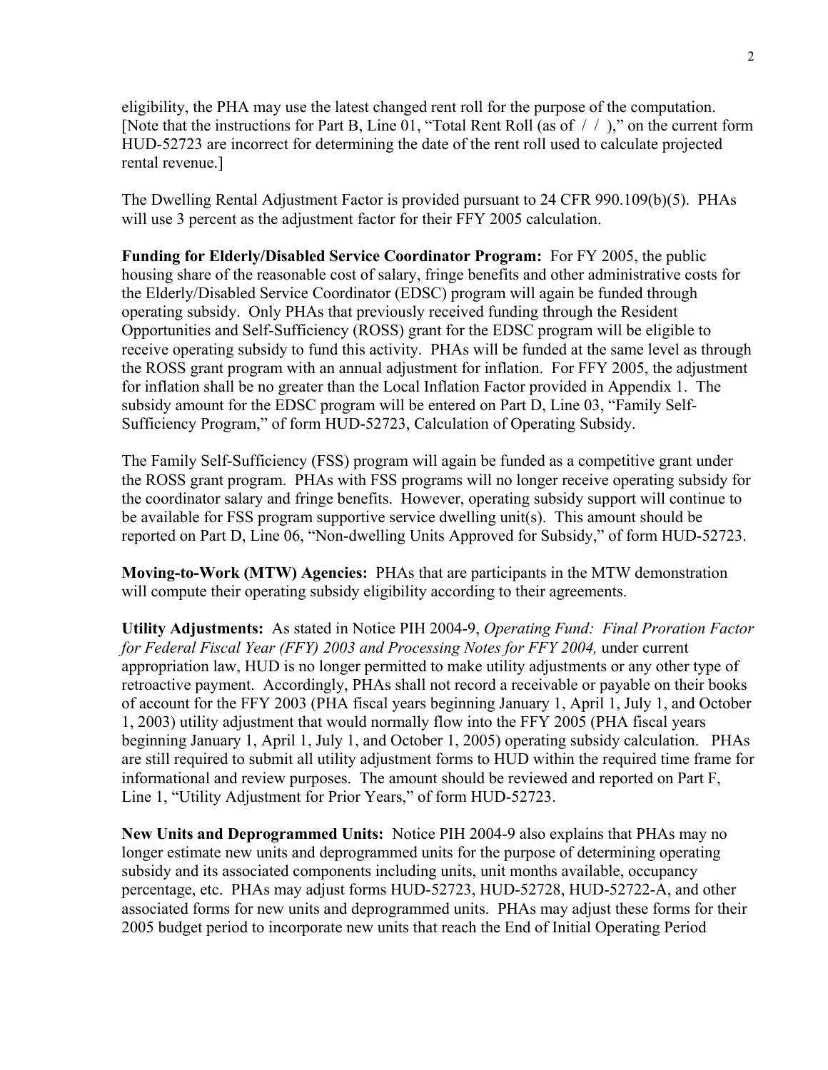eligibility, the PHA may use the latest changed rent roll for the purpose of the computation. [Note that the instructions for Part B, Line 01, "Total Rent Roll (as of / / )," on the current form HUD-52723 are incorrect for determining the date of the rent roll used to calculate projected rental revenue.]

The Dwelling Rental Adjustment Factor is provided pursuant to 24 CFR 990.109(b)(5). PHAs will use 3 percent as the adjustment factor for their FFY 2005 calculation.

**Funding for Elderly/Disabled Service Coordinator Program:** For FY 2005, the public housing share of the reasonable cost of salary, fringe benefits and other administrative costs for the Elderly/Disabled Service Coordinator (EDSC) program will again be funded through operating subsidy. Only PHAs that previously received funding through the Resident Opportunities and Self-Sufficiency (ROSS) grant for the EDSC program will be eligible to receive operating subsidy to fund this activity. PHAs will be funded at the same level as through the ROSS grant program with an annual adjustment for inflation. For FFY 2005, the adjustment for inflation shall be no greater than the Local Inflation Factor provided in Appendix 1. The subsidy amount for the EDSC program will be entered on Part D, Line 03, "Family Self-Sufficiency Program," of form HUD-52723, Calculation of Operating Subsidy.

The Family Self-Sufficiency (FSS) program will again be funded as a competitive grant under the ROSS grant program. PHAs with FSS programs will no longer receive operating subsidy for the coordinator salary and fringe benefits. However, operating subsidy support will continue to be available for FSS program supportive service dwelling unit(s). This amount should be reported on Part D, Line 06, "Non-dwelling Units Approved for Subsidy," of form HUD-52723.

**Moving-to-Work (MTW) Agencies:** PHAs that are participants in the MTW demonstration will compute their operating subsidy eligibility according to their agreements.

**Utility Adjustments:** As stated in Notice PIH 2004-9, *Operating Fund: Final Proration Factor for Federal Fiscal Year (FFY) 2003 and Processing Notes for FFY 2004,* under current appropriation law, HUD is no longer permitted to make utility adjustments or any other type of retroactive payment. Accordingly, PHAs shall not record a receivable or payable on their books of account for the FFY 2003 (PHA fiscal years beginning January 1, April 1, July 1, and October 1, 2003) utility adjustment that would normally flow into the FFY 2005 (PHA fiscal years beginning January 1, April 1, July 1, and October 1, 2005) operating subsidy calculation. PHAs are still required to submit all utility adjustment forms to HUD within the required time frame for informational and review purposes. The amount should be reviewed and reported on Part F, Line 1, "Utility Adjustment for Prior Years," of form HUD-52723.

**New Units and Deprogrammed Units:** Notice PIH 2004-9 also explains that PHAs may no longer estimate new units and deprogrammed units for the purpose of determining operating subsidy and its associated components including units, unit months available, occupancy percentage, etc. PHAs may adjust forms HUD-52723, HUD-52728, HUD-52722-A, and other associated forms for new units and deprogrammed units. PHAs may adjust these forms for their 2005 budget period to incorporate new units that reach the End of Initial Operating Period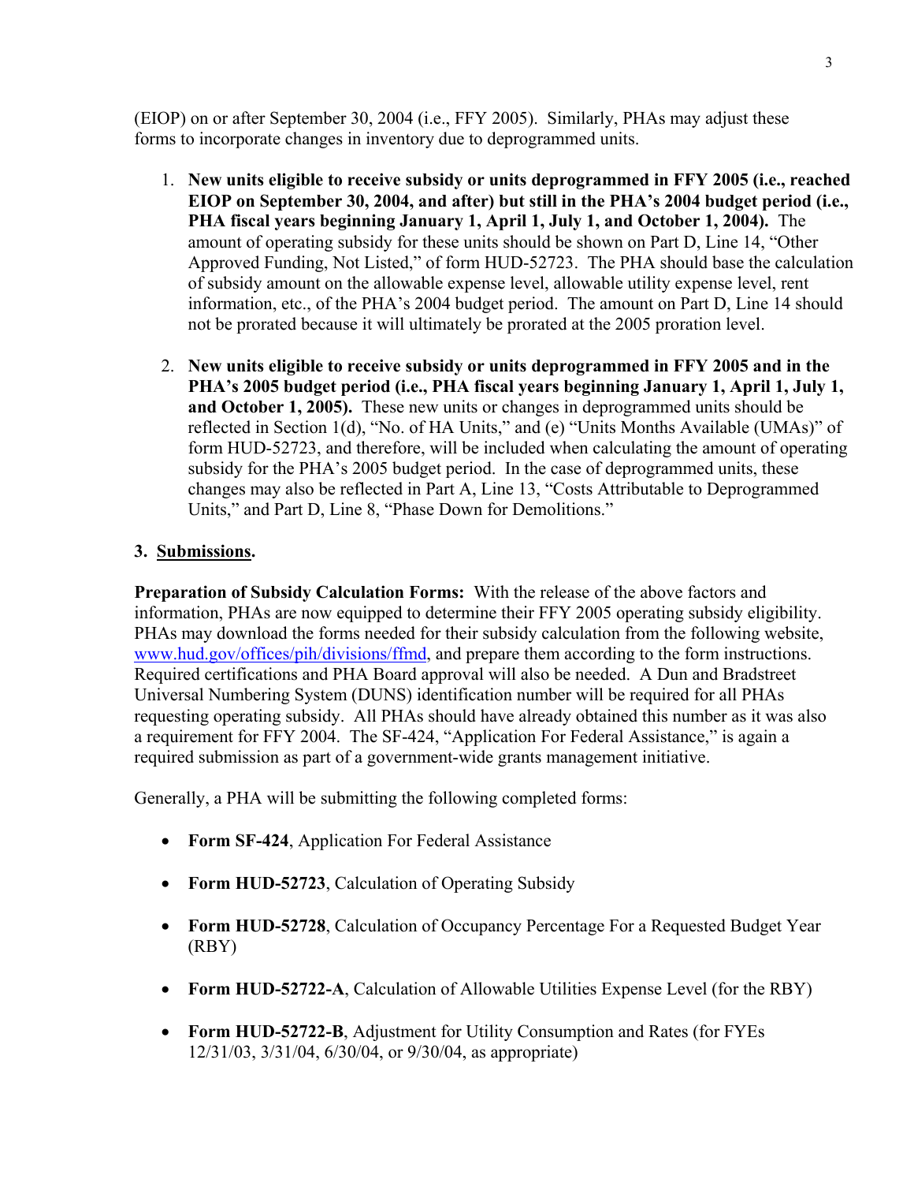(EIOP) on or after September 30, 2004 (i.e., FFY 2005). Similarly, PHAs may adjust these forms to incorporate changes in inventory due to deprogrammed units.

1. **New units eligible to receive subsidy or units deprogrammed in FFY 2005 (i.e., reached EIOP on September 30, 2004, and after) but still in the PHA's 2004 budget period (i.e., PHA fiscal years beginning January 1, April 1, July 1, and October 1, 2004).** The amount of operating subsidy for these units should be shown on Part D, Line 14, "Other Approved Funding, Not Listed," of form HUD-52723. The PHA should base the calculation of subsidy amount on the allowable expense level, allowable utility expense level, rent information, etc., of the PHA's 2004 budget period. The amount on Part D, Line 14 should not be prorated because it will ultimately be prorated at the 2005 proration level.

2. **New units eligible to receive subsidy or units deprogrammed in FFY 2005 and in the PHA's 2005 budget period (i.e., PHA fiscal years beginning January 1, April 1, July 1, and October 1, 2005).** These new units or changes in deprogrammed units should be reflected in Section 1(d), "No. of HA Units," and (e) "Units Months Available (UMAs)" of form HUD-52723, and therefore, will be included when calculating the amount of operating subsidy for the PHA's 2005 budget period. In the case of deprogrammed units, these changes may also be reflected in Part A, Line 13, "Costs Attributable to Deprogrammed Units," and Part D, Line 8, "Phase Down for Demolitions."

### 3. Submissions.

**Preparation of Subsidy Calculation Forms:** With the release of the above factors and information, PHAs are now equipped to determine their FFY 2005 operating subsidy eligibility. PHAs may download the forms needed for their subsidy calculation from the following website, www.hud.gov/offices/pih/divisions/ffmd, and prepare them according to the form instructions. Required certifications and PHA Board approval will also be needed. A Dun and Bradstreet Universal Numbering System (DUNS) identification number will be required for all PHAs requesting operating subsidy. All PHAs should have already obtained this number as it was also a requirement for FFY 2004. The SF-424, "Application For Federal Assistance," is again a required submission as part of a government-wide grants management initiative.

Generally, a PHA will be submitting the following completed forms:

- **Form SF-424**, Application For Federal Assistance
- **Form HUD-52723**, Calculation of Operating Subsidy
- **Form HUD-52728**, Calculation of Occupancy Percentage For a Requested Budget Year (RBY)
- **Form HUD-52722-A**, Calculation of Allowable Utilities Expense Level (for the RBY)
- **Form HUD-52722-B**, Adjustment for Utility Consumption and Rates (for FYEs 12/31/03, 3/31/04, 6/30/04, or 9/30/04, as appropriate)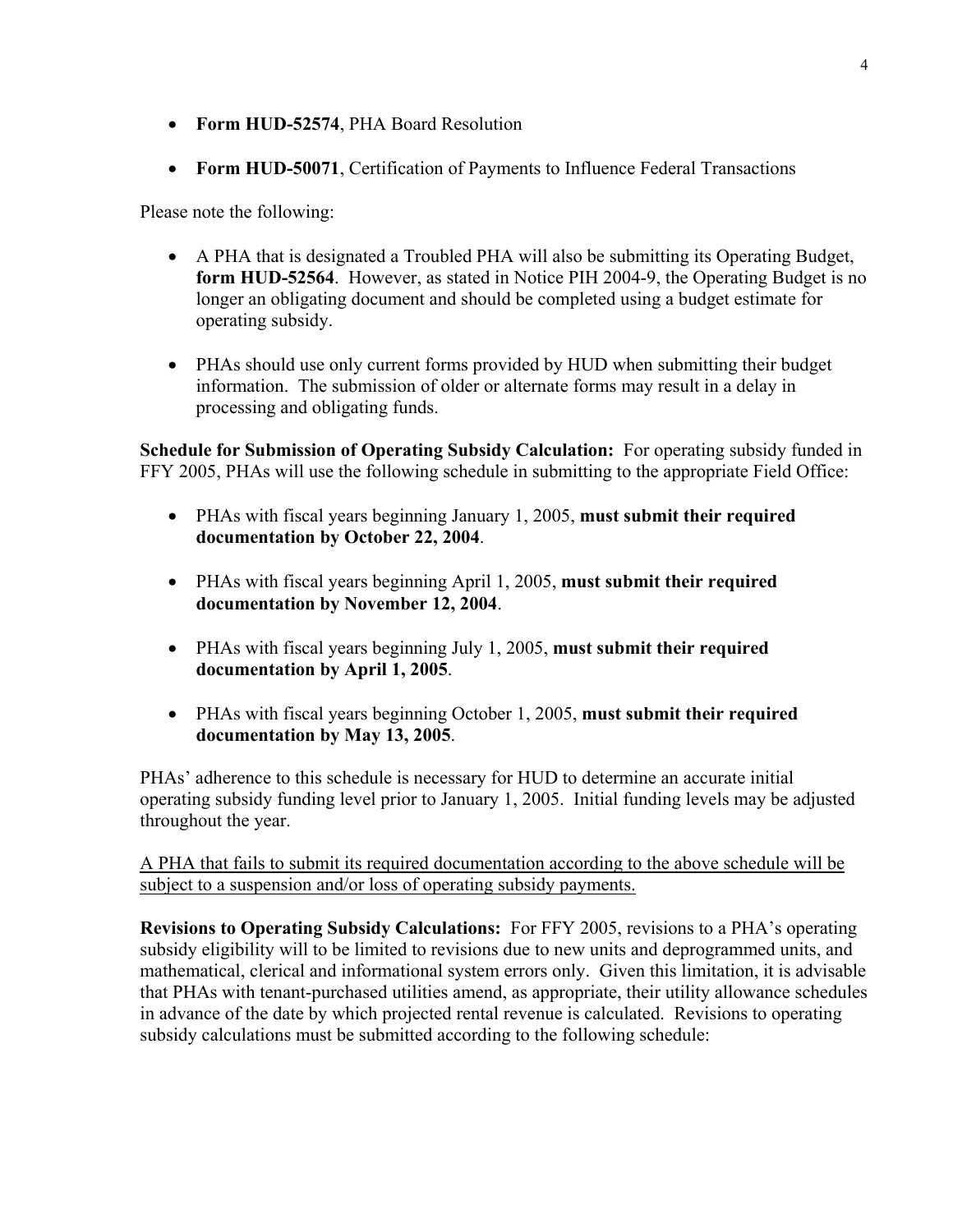- **Form HUD-52574**, PHA Board Resolution

- **Form HUD-50071**, Certification of Payments to Influence Federal Transactions

Please note the following:

- A PHA that is designated a Troubled PHA will also be submitting its Operating Budget, **form HUD-52564**. However, as stated in Notice PIH 2004-9, the Operating Budget is no longer an obligating document and should be completed using a budget estimate for operating subsidy.

- PHAs should use only current forms provided by HUD when submitting their budget information. The submission of older or alternate forms may result in a delay in processing and obligating funds.

**Schedule for Submission of Operating Subsidy Calculation:** For operating subsidy funded in FFY 2005, PHAs will use the following schedule in submitting to the appropriate Field Office:

- PHAs with fiscal years beginning January 1, 2005, **must submit their required documentation by October 22, 2004**.

- PHAs with fiscal years beginning April 1, 2005, **must submit their required documentation by November 12, 2004**.

- PHAs with fiscal years beginning July 1, 2005, **must submit their required documentation by April 1, 2005**.

- PHAs with fiscal years beginning October 1, 2005, **must submit their required documentation by May 13, 2005**.

PHAs' adherence to this schedule is necessary for HUD to determine an accurate initial operating subsidy funding level prior to January 1, 2005. Initial funding levels may be adjusted throughout the year.

<u>A PHA that fails to submit its required documentation according to the above schedule will be subject to a suspension and/or loss of operating subsidy payments.</u>

**Revisions to Operating Subsidy Calculations:** For FFY 2005, revisions to a PHA's operating subsidy eligibility will to be limited to revisions due to new units and deprogrammed units, and mathematical, clerical and informational system errors only. Given this limitation, it is advisable that PHAs with tenant-purchased utilities amend, as appropriate, their utility allowance schedules in advance of the date by which projected rental revenue is calculated. Revisions to operating subsidy calculations must be submitted according to the following schedule: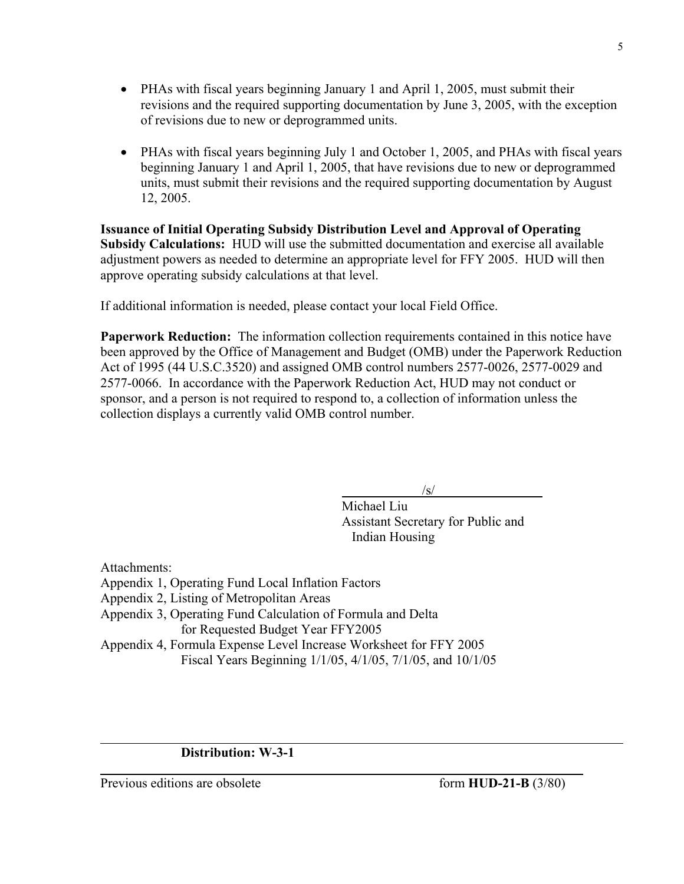- PHAs with fiscal years beginning January 1 and April 1, 2005, must submit their revisions and the required supporting documentation by June 3, 2005, with the exception of revisions due to new or deprogrammed units.

- PHAs with fiscal years beginning July 1 and October 1, 2005, and PHAs with fiscal years beginning January 1 and April 1, 2005, that have revisions due to new or deprogrammed units, must submit their revisions and the required supporting documentation by August 12, 2005.

**Issuance of Initial Operating Subsidy Distribution Level and Approval of Operating Subsidy Calculations:** HUD will use the submitted documentation and exercise all available adjustment powers as needed to determine an appropriate level for FFY 2005. HUD will then approve operating subsidy calculations at that level.

If additional information is needed, please contact your local Field Office.

**Paperwork Reduction:** The information collection requirements contained in this notice have been approved by the Office of Management and Budget (OMB) under the Paperwork Reduction Act of 1995 (44 U.S.C.3520) and assigned OMB control numbers 2577-0026, 2577-0029 and 2577-0066. In accordance with the Paperwork Reduction Act, HUD may not conduct or sponsor, and a person is not required to respond to, a collection of information unless the collection displays a currently valid OMB control number.

/s/

Michael Liu
Assistant Secretary for Public and Indian Housing

Attachments:
Appendix 1, Operating Fund Local Inflation Factors
Appendix 2, Listing of Metropolitan Areas
Appendix 3, Operating Fund Calculation of Formula and Delta for Requested Budget Year FFY2005
Appendix 4, Formula Expense Level Increase Worksheet for FFY 2005 Fiscal Years Beginning 1/1/05, 4/1/05, 7/1/05, and 10/1/05

**Distribution: W-3-1**

Previous editions are obsolete form **HUD-21-B** (3/80)